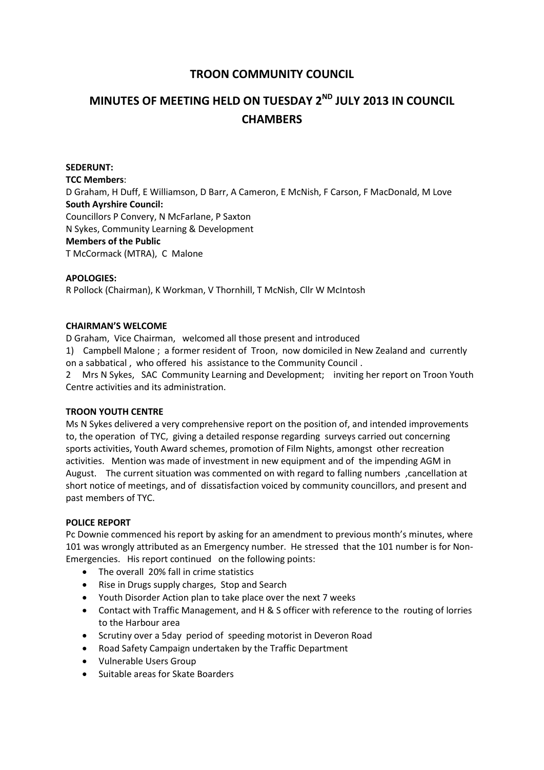# TROON COMMUNITY COUNCIL

## MINUTES OF MEETING HELD ON TUESDAY 2ND JULY 2013 IN COUNCIL CHAMBERS

**SEDERUNT:**
**TCC Members**:
D Graham, H Duff, E Williamson, D Barr, A Cameron, E McNish, F Carson, F MacDonald, M Love
**South Ayrshire Council:**
Councillors P Convery, N McFarlane, P Saxton
N Sykes, Community Learning & Development
**Members of the Public**
T McCormack (MTRA), C Malone

**APOLOGIES:**
R Pollock (Chairman), K Workman, V Thornhill, T McNish, Cllr W McIntosh

**CHAIRMAN'S WELCOME**

D Graham, Vice Chairman, welcomed all those present and introduced

1) Campbell Malone ; a former resident of Troon, now domiciled in New Zealand and currently on a sabbatical , who offered his assistance to the Community Council .

2 Mrs N Sykes, SAC Community Learning and Development; inviting her report on Troon Youth Centre activities and its administration.

**TROON YOUTH CENTRE**

Ms N Sykes delivered a very comprehensive report on the position of, and intended improvements to, the operation of TYC, giving a detailed response regarding surveys carried out concerning sports activities, Youth Award schemes, promotion of Film Nights, amongst other recreation activities. Mention was made of investment in new equipment and of the impending AGM in August. The current situation was commented on with regard to falling numbers ,cancellation at short notice of meetings, and of dissatisfaction voiced by community councillors, and present and past members of TYC.

**POLICE REPORT**

Pc Downie commenced his report by asking for an amendment to previous month's minutes, where 101 was wrongly attributed as an Emergency number. He stressed that the 101 number is for Non-Emergencies. His report continued on the following points:

- The overall 20% fall in crime statistics
- Rise in Drugs supply charges, Stop and Search
- Youth Disorder Action plan to take place over the next 7 weeks
- Contact with Traffic Management, and H & S officer with reference to the routing of lorries to the Harbour area
- Scrutiny over a 5day period of speeding motorist in Deveron Road
- Road Safety Campaign undertaken by the Traffic Department
- Vulnerable Users Group
- Suitable areas for Skate Boarders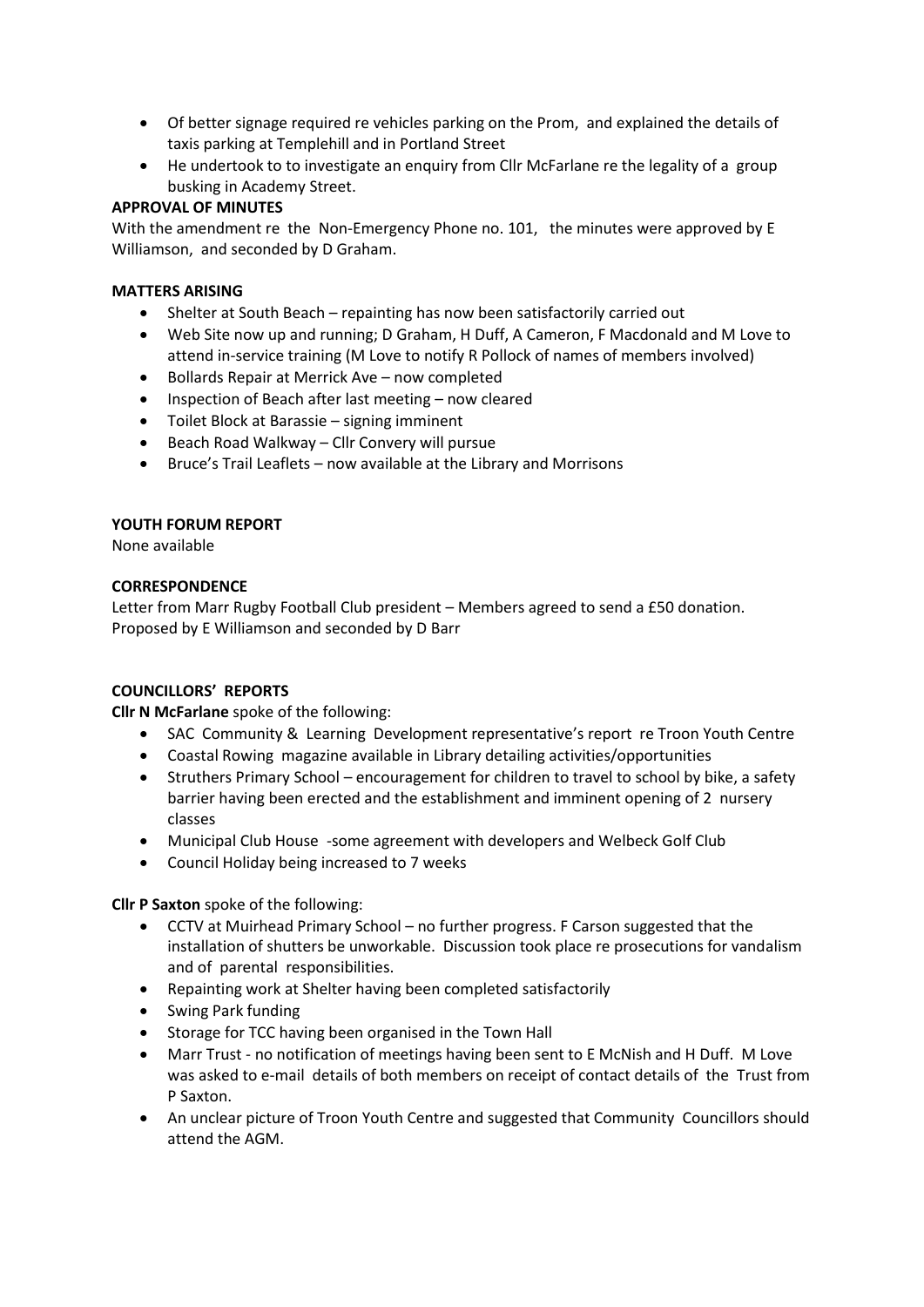- Of better signage required re vehicles parking on the Prom, and explained the details of taxis parking at Templehill and in Portland Street
- He undertook to to investigate an enquiry from Cllr McFarlane re the legality of a group busking in Academy Street.

**APPROVAL OF MINUTES**

With the amendment re the Non-Emergency Phone no. 101, the minutes were approved by E Williamson, and seconded by D Graham.

**MATTERS ARISING**

- Shelter at South Beach – repainting has now been satisfactorily carried out
- Web Site now up and running; D Graham, H Duff, A Cameron, F Macdonald and M Love to attend in-service training (M Love to notify R Pollock of names of members involved)
- Bollards Repair at Merrick Ave – now completed
- Inspection of Beach after last meeting – now cleared
- Toilet Block at Barassie – signing imminent
- Beach Road Walkway – Cllr Convery will pursue
- Bruce's Trail Leaflets – now available at the Library and Morrisons

**YOUTH FORUM REPORT**

None available

**CORRESPONDENCE**

Letter from Marr Rugby Football Club president – Members agreed to send a £50 donation. Proposed by E Williamson and seconded by D Barr

**COUNCILLORS' REPORTS**

**Cllr N McFarlane** spoke of the following:

- SAC Community & Learning Development representative's report re Troon Youth Centre
- Coastal Rowing magazine available in Library detailing activities/opportunities
- Struthers Primary School – encouragement for children to travel to school by bike, a safety barrier having been erected and the establishment and imminent opening of 2 nursery classes
- Municipal Club House -some agreement with developers and Welbeck Golf Club
- Council Holiday being increased to 7 weeks

**Cllr P Saxton** spoke of the following:

- CCTV at Muirhead Primary School – no further progress. F Carson suggested that the installation of shutters be unworkable. Discussion took place re prosecutions for vandalism and of parental responsibilities.
- Repainting work at Shelter having been completed satisfactorily
- Swing Park funding
- Storage for TCC having been organised in the Town Hall
- Marr Trust - no notification of meetings having been sent to E McNish and H Duff. M Love was asked to e-mail details of both members on receipt of contact details of the Trust from P Saxton.
- An unclear picture of Troon Youth Centre and suggested that Community Councillors should attend the AGM.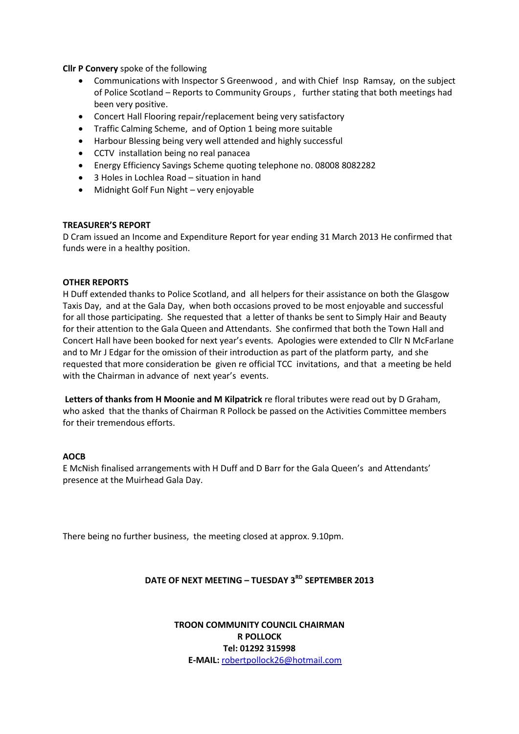**Cllr P Convery** spoke of the following

- Communications with Inspector S Greenwood , and with Chief Insp Ramsay, on the subject of Police Scotland – Reports to Community Groups , further stating that both meetings had been very positive.
- Concert Hall Flooring repair/replacement being very satisfactory
- Traffic Calming Scheme, and of Option 1 being more suitable
- Harbour Blessing being very well attended and highly successful
- CCTV installation being no real panacea
- Energy Efficiency Savings Scheme quoting telephone no. 08008 8082282
- 3 Holes in Lochlea Road – situation in hand
- Midnight Golf Fun Night – very enjoyable

**TREASURER'S REPORT**

D Cram issued an Income and Expenditure Report for year ending 31 March 2013 He confirmed that funds were in a healthy position.

**OTHER REPORTS**

H Duff extended thanks to Police Scotland, and all helpers for their assistance on both the Glasgow Taxis Day, and at the Gala Day, when both occasions proved to be most enjoyable and successful for all those participating. She requested that a letter of thanks be sent to Simply Hair and Beauty for their attention to the Gala Queen and Attendants. She confirmed that both the Town Hall and Concert Hall have been booked for next year's events. Apologies were extended to Cllr N McFarlane and to Mr J Edgar for the omission of their introduction as part of the platform party, and she requested that more consideration be given re official TCC invitations, and that a meeting be held with the Chairman in advance of next year's events.

**Letters of thanks from H Moonie and M Kilpatrick** re floral tributes were read out by D Graham, who asked that the thanks of Chairman R Pollock be passed on the Activities Committee members for their tremendous efforts.

**AOCB**

E McNish finalised arrangements with H Duff and D Barr for the Gala Queen's and Attendants' presence at the Muirhead Gala Day.

There being no further business, the meeting closed at approx. 9.10pm.

**DATE OF NEXT MEETING – TUESDAY 3RD SEPTEMBER 2013**

**TROON COMMUNITY COUNCIL CHAIRMAN**
**R POLLOCK**
**Tel: 01292 315998**
**E-MAIL:** robertpollock26@hotmail.com